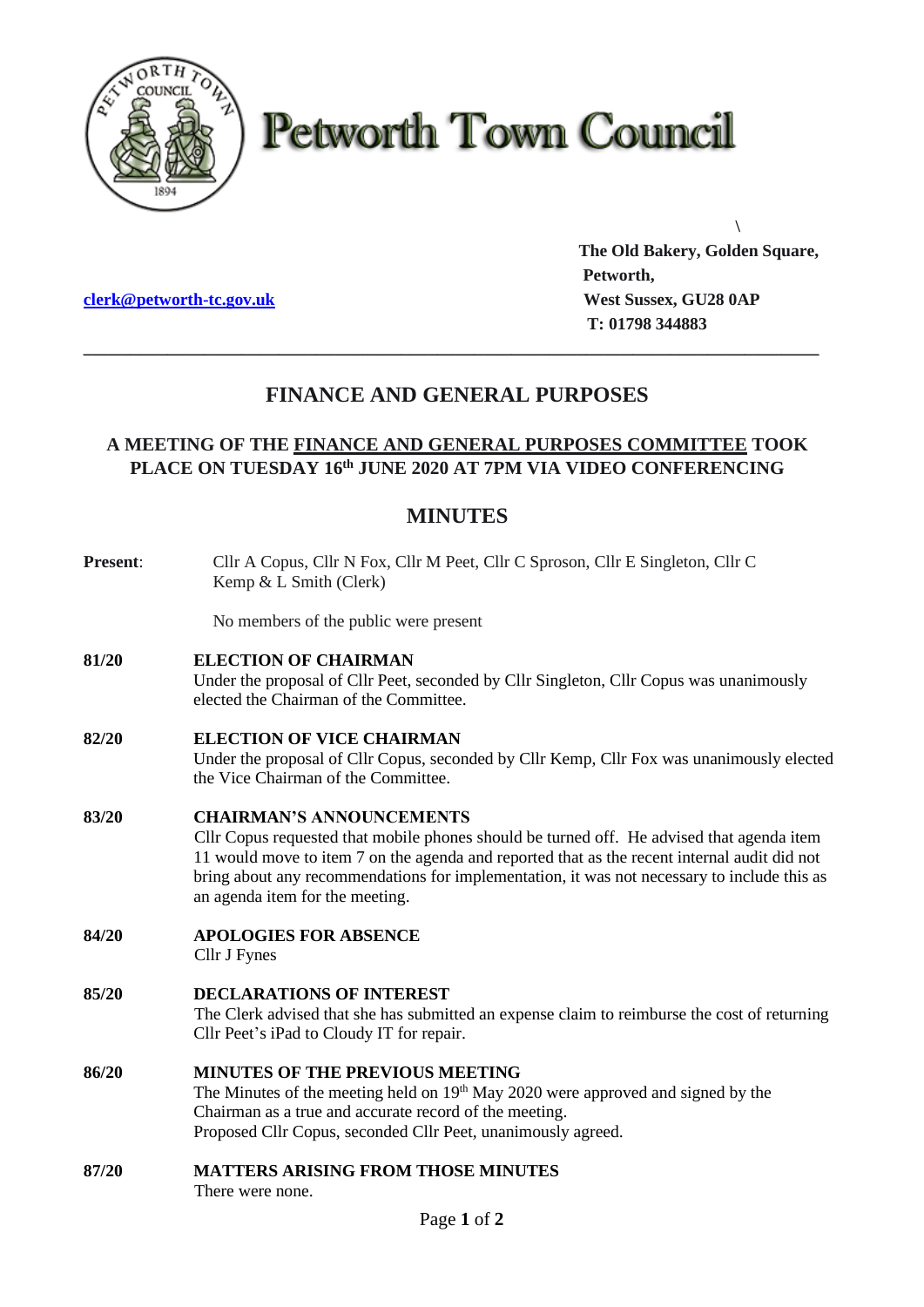# Petworth Town Council

\

**The Old Bakery, Golden Square,**
**Petworth,**
**West Sussex, GU28 0AP**
**T: 01798 344883**

[clerk@petworth-tc.gov.uk](mailto:clerk@petworth-tc.gov.uk)

---

## FINANCE AND GENERAL PURPOSES

### A MEETING OF THE FINANCE AND GENERAL PURPOSES COMMITTEE TOOK PLACE ON TUESDAY 16th JUNE 2020 AT 7PM VIA VIDEO CONFERENCING

## MINUTES

**Present**: Cllr A Copus, Cllr N Fox, Cllr M Peet, Cllr C Sproson, Cllr E Singleton, Cllr C Kemp & L Smith (Clerk)

No members of the public were present

**81/20 ELECTION OF CHAIRMAN**
Under the proposal of Cllr Peet, seconded by Cllr Singleton, Cllr Copus was unanimously elected the Chairman of the Committee.

**82/20 ELECTION OF VICE CHAIRMAN**
Under the proposal of Cllr Copus, seconded by Cllr Kemp, Cllr Fox was unanimously elected the Vice Chairman of the Committee.

**83/20 CHAIRMAN'S ANNOUNCEMENTS**
Cllr Copus requested that mobile phones should be turned off. He advised that agenda item 11 would move to item 7 on the agenda and reported that as the recent internal audit did not bring about any recommendations for implementation, it was not necessary to include this as an agenda item for the meeting.

**84/20 APOLOGIES FOR ABSENCE**
Cllr J Fynes

**85/20 DECLARATIONS OF INTEREST**
The Clerk advised that she has submitted an expense claim to reimburse the cost of returning Cllr Peet's iPad to Cloudy IT for repair.

**86/20 MINUTES OF THE PREVIOUS MEETING**
The Minutes of the meeting held on 19th May 2020 were approved and signed by the Chairman as a true and accurate record of the meeting.
Proposed Cllr Copus, seconded Cllr Peet, unanimously agreed.

**87/20 MATTERS ARISING FROM THOSE MINUTES**
There were none.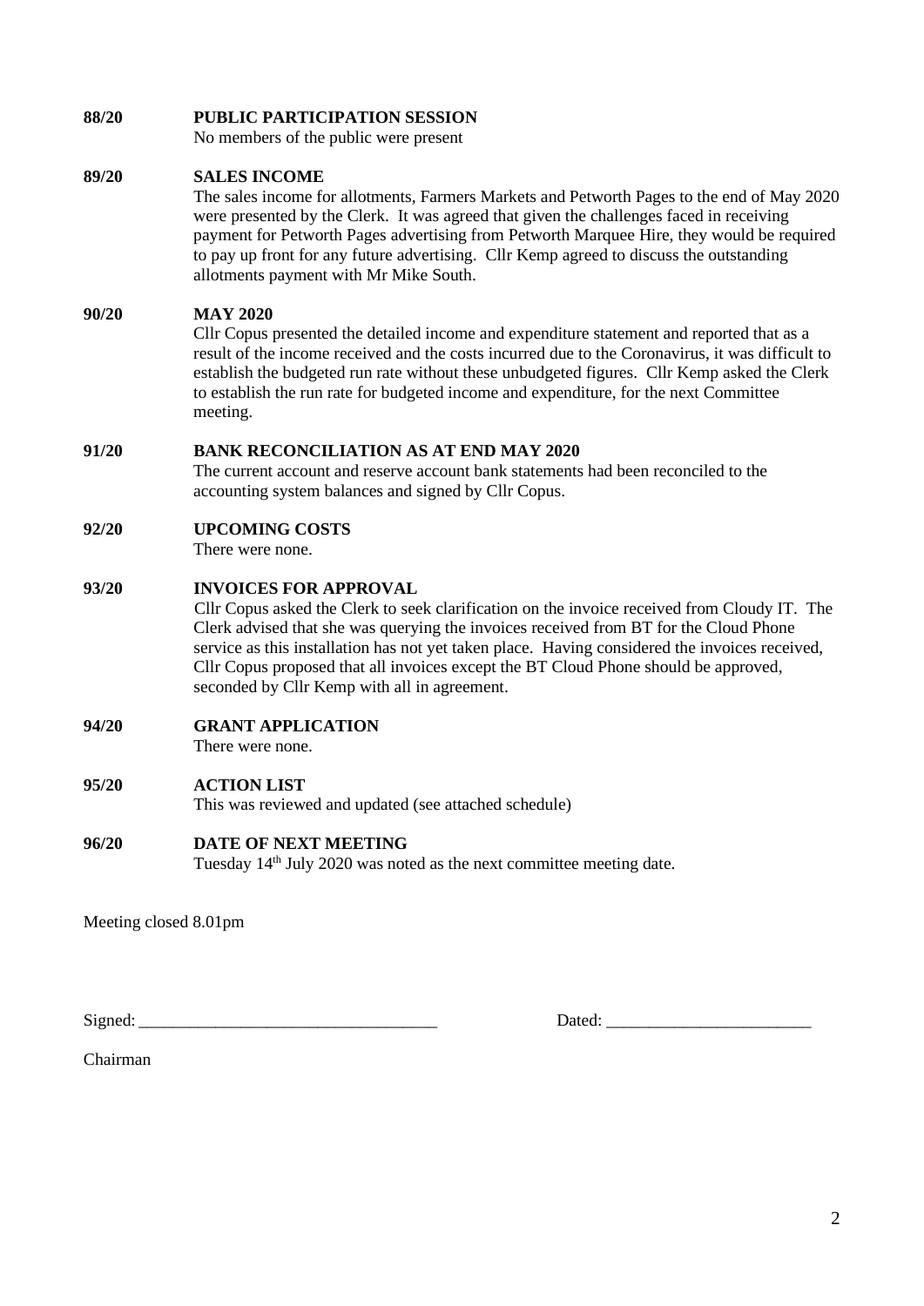**88/20 PUBLIC PARTICIPATION SESSION**

No members of the public were present

**89/20 SALES INCOME**

The sales income for allotments, Farmers Markets and Petworth Pages to the end of May 2020 were presented by the Clerk. It was agreed that given the challenges faced in receiving payment for Petworth Pages advertising from Petworth Marquee Hire, they would be required to pay up front for any future advertising. Cllr Kemp agreed to discuss the outstanding allotments payment with Mr Mike South.

**90/20 MAY 2020**

Cllr Copus presented the detailed income and expenditure statement and reported that as a result of the income received and the costs incurred due to the Coronavirus, it was difficult to establish the budgeted run rate without these unbudgeted figures. Cllr Kemp asked the Clerk to establish the run rate for budgeted income and expenditure, for the next Committee meeting.

**91/20 BANK RECONCILIATION AS AT END MAY 2020**

The current account and reserve account bank statements had been reconciled to the accounting system balances and signed by Cllr Copus.

**92/20 UPCOMING COSTS**

There were none.

**93/20 INVOICES FOR APPROVAL**

Cllr Copus asked the Clerk to seek clarification on the invoice received from Cloudy IT. The Clerk advised that she was querying the invoices received from BT for the Cloud Phone service as this installation has not yet taken place. Having considered the invoices received, Cllr Copus proposed that all invoices except the BT Cloud Phone should be approved, seconded by Cllr Kemp with all in agreement.

**94/20 GRANT APPLICATION**

There were none.

**95/20 ACTION LIST**

This was reviewed and updated (see attached schedule)

**96/20 DATE OF NEXT MEETING**

Tuesday 14th July 2020 was noted as the next committee meeting date.

Meeting closed 8.01pm

Signed: ___________________________________ Dated: ________________________

Chairman